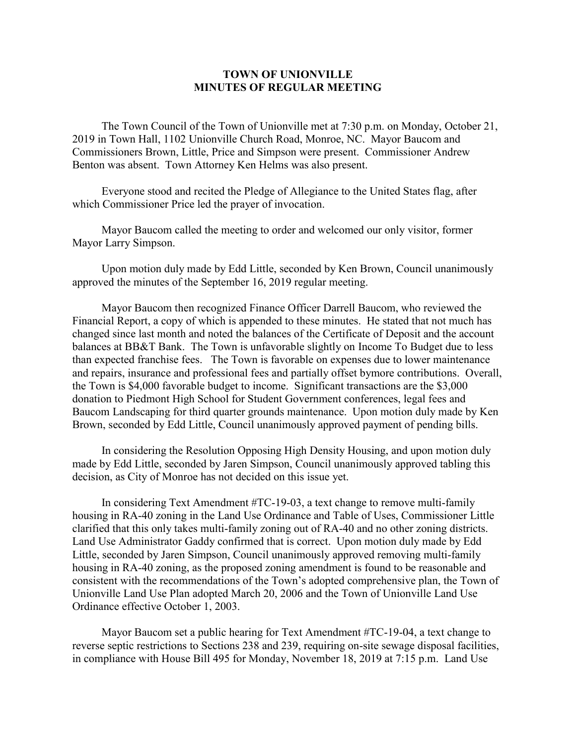# TOWN OF UNIONVILLE
## MINUTES OF REGULAR MEETING

The Town Council of the Town of Unionville met at 7:30 p.m. on Monday, October 21, 2019 in Town Hall, 1102 Unionville Church Road, Monroe, NC. Mayor Baucom and Commissioners Brown, Little, Price and Simpson were present. Commissioner Andrew Benton was absent. Town Attorney Ken Helms was also present.

Everyone stood and recited the Pledge of Allegiance to the United States flag, after which Commissioner Price led the prayer of invocation.

Mayor Baucom called the meeting to order and welcomed our only visitor, former Mayor Larry Simpson.

Upon motion duly made by Edd Little, seconded by Ken Brown, Council unanimously approved the minutes of the September 16, 2019 regular meeting.

Mayor Baucom then recognized Finance Officer Darrell Baucom, who reviewed the Financial Report, a copy of which is appended to these minutes. He stated that not much has changed since last month and noted the balances of the Certificate of Deposit and the account balances at BB&T Bank. The Town is unfavorable slightly on Income To Budget due to less than expected franchise fees. The Town is favorable on expenses due to lower maintenance and repairs, insurance and professional fees and partially offset bymore contributions. Overall, the Town is $4,000 favorable budget to income. Significant transactions are the $3,000 donation to Piedmont High School for Student Government conferences, legal fees and Baucom Landscaping for third quarter grounds maintenance. Upon motion duly made by Ken Brown, seconded by Edd Little, Council unanimously approved payment of pending bills.

In considering the Resolution Opposing High Density Housing, and upon motion duly made by Edd Little, seconded by Jaren Simpson, Council unanimously approved tabling this decision, as City of Monroe has not decided on this issue yet.

In considering Text Amendment #TC-19-03, a text change to remove multi-family housing in RA-40 zoning in the Land Use Ordinance and Table of Uses, Commissioner Little clarified that this only takes multi-family zoning out of RA-40 and no other zoning districts. Land Use Administrator Gaddy confirmed that is correct. Upon motion duly made by Edd Little, seconded by Jaren Simpson, Council unanimously approved removing multi-family housing in RA-40 zoning, as the proposed zoning amendment is found to be reasonable and consistent with the recommendations of the Town's adopted comprehensive plan, the Town of Unionville Land Use Plan adopted March 20, 2006 and the Town of Unionville Land Use Ordinance effective October 1, 2003.

Mayor Baucom set a public hearing for Text Amendment #TC-19-04, a text change to reverse septic restrictions to Sections 238 and 239, requiring on-site sewage disposal facilities, in compliance with House Bill 495 for Monday, November 18, 2019 at 7:15 p.m. Land Use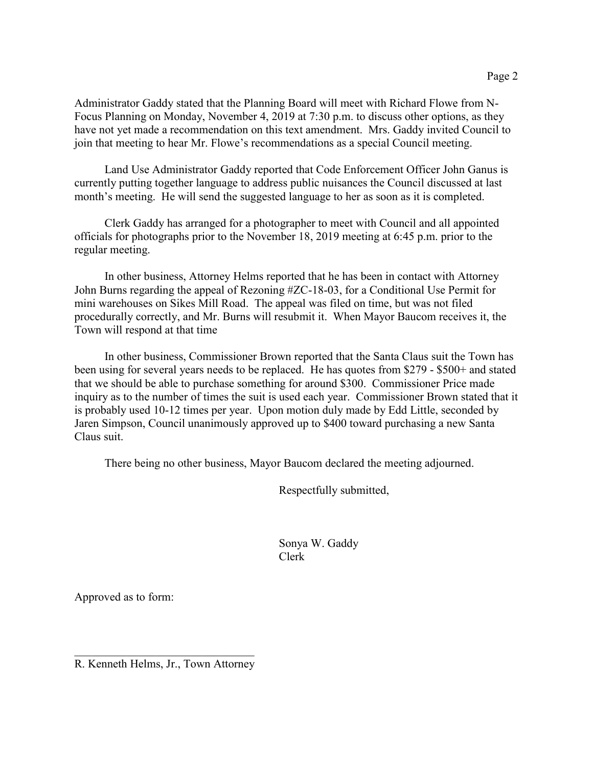Administrator Gaddy stated that the Planning Board will meet with Richard Flowe from N-Focus Planning on Monday, November 4, 2019 at 7:30 p.m. to discuss other options, as they have not yet made a recommendation on this text amendment. Mrs. Gaddy invited Council to join that meeting to hear Mr. Flowe's recommendations as a special Council meeting.

Land Use Administrator Gaddy reported that Code Enforcement Officer John Ganus is currently putting together language to address public nuisances the Council discussed at last month's meeting. He will send the suggested language to her as soon as it is completed.

Clerk Gaddy has arranged for a photographer to meet with Council and all appointed officials for photographs prior to the November 18, 2019 meeting at 6:45 p.m. prior to the regular meeting.

In other business, Attorney Helms reported that he has been in contact with Attorney John Burns regarding the appeal of Rezoning #ZC-18-03, for a Conditional Use Permit for mini warehouses on Sikes Mill Road. The appeal was filed on time, but was not filed procedurally correctly, and Mr. Burns will resubmit it. When Mayor Baucom receives it, the Town will respond at that time

In other business, Commissioner Brown reported that the Santa Claus suit the Town has been using for several years needs to be replaced. He has quotes from $279 - $500+ and stated that we should be able to purchase something for around $300. Commissioner Price made inquiry as to the number of times the suit is used each year. Commissioner Brown stated that it is probably used 10-12 times per year. Upon motion duly made by Edd Little, seconded by Jaren Simpson, Council unanimously approved up to $400 toward purchasing a new Santa Claus suit.

There being no other business, Mayor Baucom declared the meeting adjourned.

Respectfully submitted,

Sonya W. Gaddy
Clerk

Approved as to form:

\_\_\_\_\_\_\_\_\_\_\_\_\_\_\_\_\_\_\_\_\_\_\_\_\_\_\_\_\_\_\_\_\_\_

R. Kenneth Helms, Jr., Town Attorney